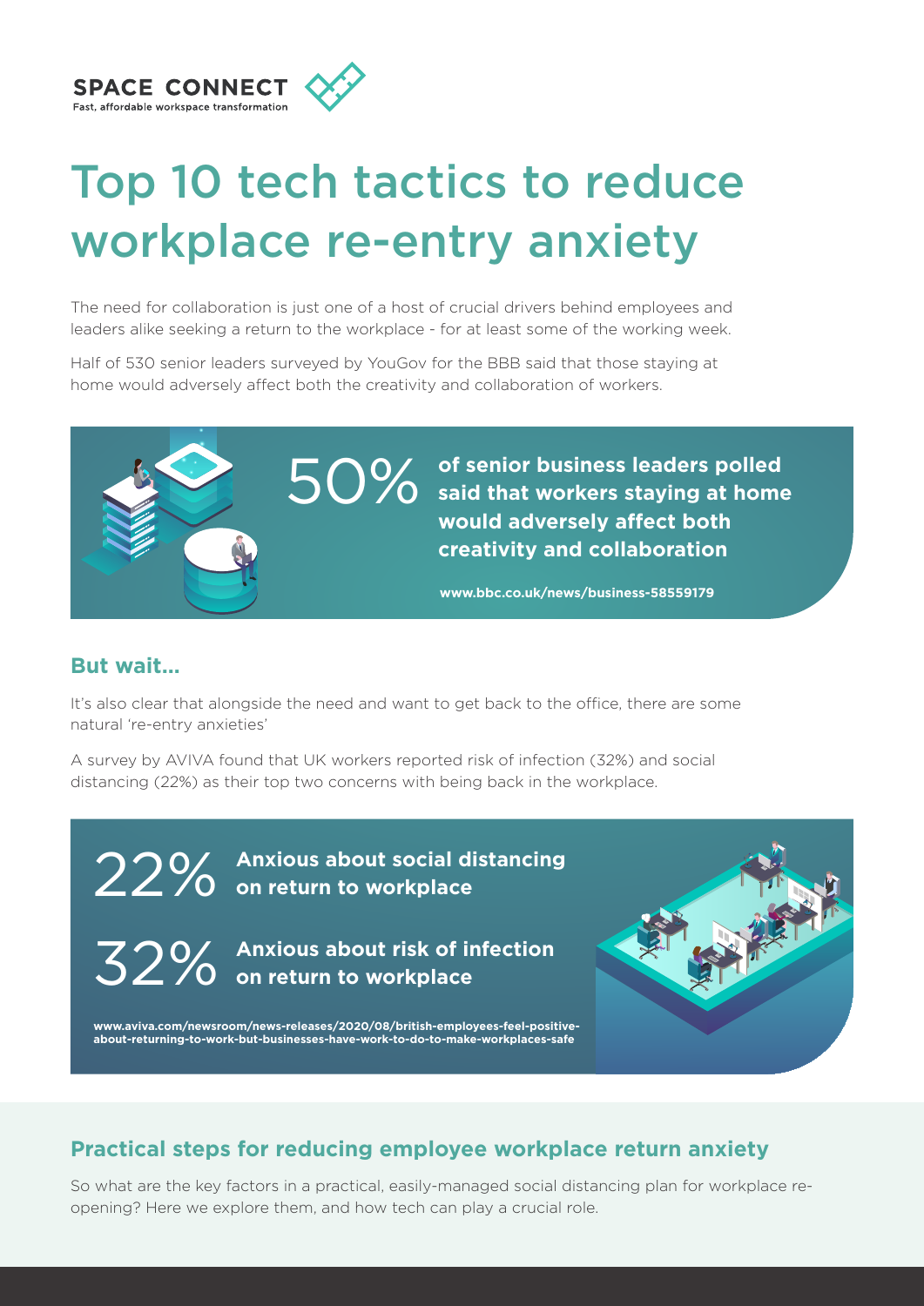SPACE CONNECT
Fast, affordable workspace transformation

# Top 10 tech tactics to reduce workplace re-entry anxiety

The need for collaboration is just one of a host of crucial drivers behind employees and leaders alike seeking a return to the workplace - for at least some of the working week.

Half of 530 senior leaders surveyed by YouGov for the BBB said that those staying at home would adversely affect both the creativity and collaboration of workers.

50% **of senior business leaders polled said that workers staying at home would adversely affect both creativity and collaboration**

**www.bbc.co.uk/news/business-58559179**

### But wait...

It's also clear that alongside the need and want to get back to the office, there are some natural 're-entry anxieties'

A survey by AVIVA found that UK workers reported risk of infection (32%) and social distancing (22%) as their top two concerns with being back in the workplace.

22% **Anxious about social distancing on return to workplace**

32% **Anxious about risk of infection on return to workplace**

**www.aviva.com/newsroom/news-releases/2020/08/british-employees-feel-positive-about-returning-to-work-but-businesses-have-work-to-do-to-make-workplaces-safe**

## Practical steps for reducing employee workplace return anxiety

So what are the key factors in a practical, easily-managed social distancing plan for workplace re-opening? Here we explore them, and how tech can play a crucial role.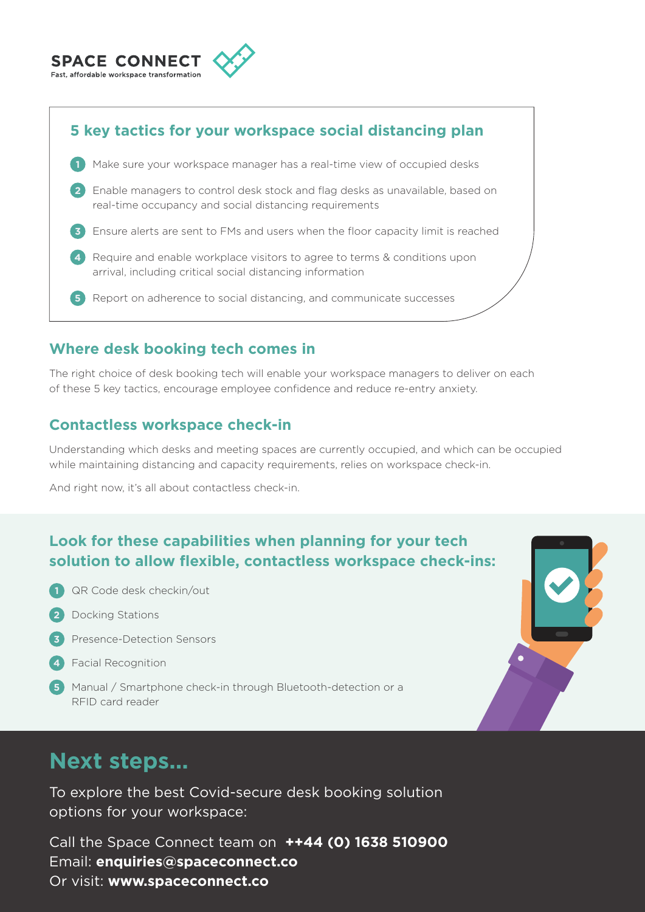**SPACE CONNECT**
Fast, affordable workspace transformation

## 5 key tactics for your workspace social distancing plan

1. Make sure your workspace manager has a real-time view of occupied desks
2. Enable managers to control desk stock and flag desks as unavailable, based on real-time occupancy and social distancing requirements
3. Ensure alerts are sent to FMs and users when the floor capacity limit is reached
4. Require and enable workplace visitors to agree to terms & conditions upon arrival, including critical social distancing information
5. Report on adherence to social distancing, and communicate successes

## Where desk booking tech comes in

The right choice of desk booking tech will enable your workspace managers to deliver on each of these 5 key tactics, encourage employee confidence and reduce re-entry anxiety.

## Contactless workspace check-in

Understanding which desks and meeting spaces are currently occupied, and which can be occupied while maintaining distancing and capacity requirements, relies on workspace check-in.

And right now, it's all about contactless check-in.

## Look for these capabilities when planning for your tech solution to allow flexible, contactless workspace check-ins:

1. QR Code desk checkin/out
2. Docking Stations
3. Presence-Detection Sensors
4. Facial Recognition
5. Manual / Smartphone check-in through Bluetooth-detection or a RFID card reader

# Next steps...

To explore the best Covid-secure desk booking solution options for your workspace:

Call the Space Connect team on **++44 (0) 1638 510900**
Email: **enquiries@spaceconnect.co**
Or visit: **www.spaceconnect.co**